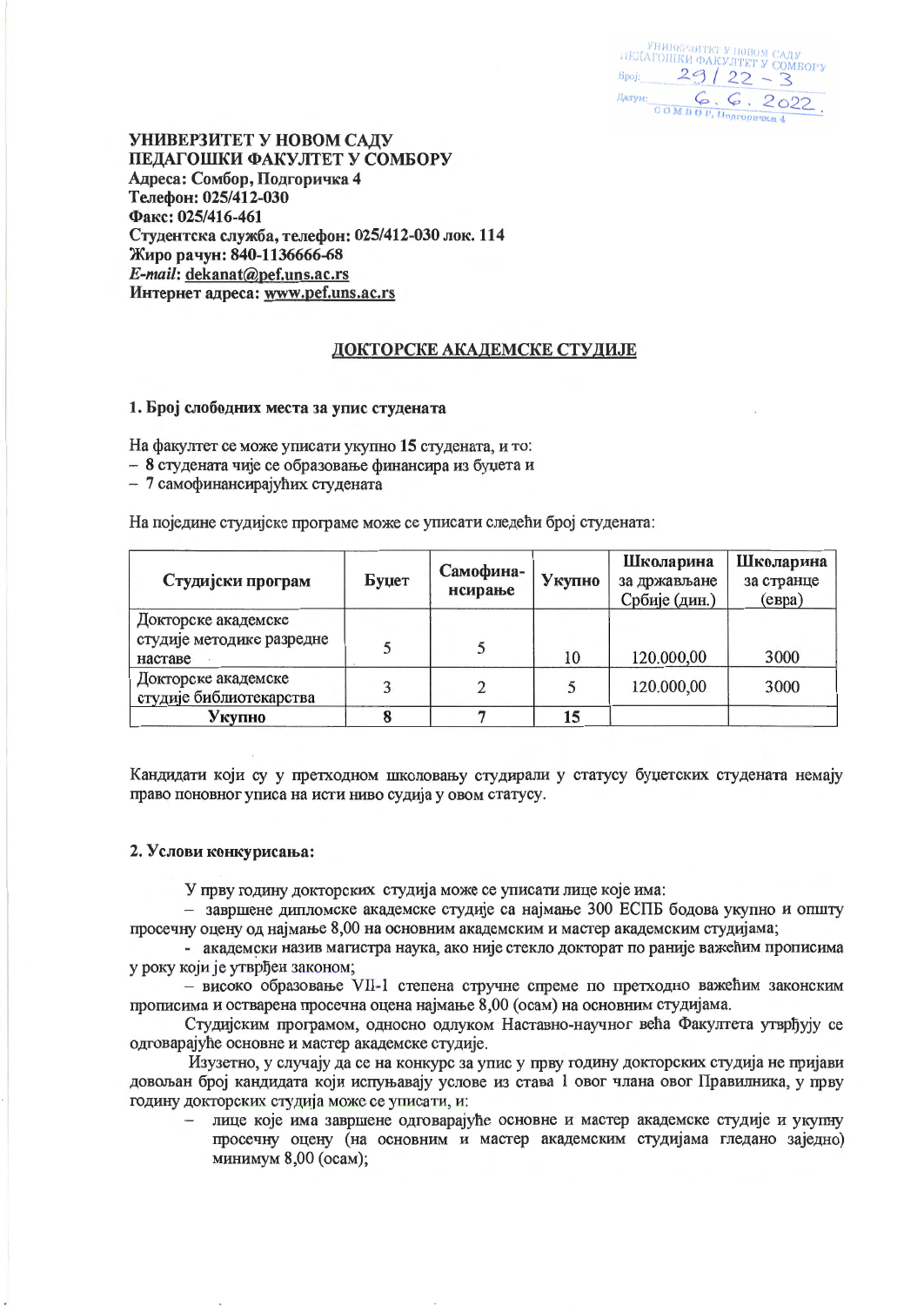УНИВЕРЗИТЕТ У НОВОМ САДУ
ПЕДАГОШКИ ФАКУЛТЕТ У СОМБОРУ
Број: 29 / 22 - 3
Датум: 6. 6. 2022.
СОМБОР, Подгоричка 4

**УНИВЕРЗИТЕТ У НОВОМ САДУ**
**ПЕДАГОШКИ ФАКУЛТЕТ У СОМБОРУ**
**Адреса: Сомбор, Подгоричка 4**
**Телефон: 025/412-030**
**Факс: 025/416-461**
**Студентска служба, телефон: 025/412-030 лок. 114**
**Жиро рачун: 840-1136666-68**
***E-mail*: dekanat@pef.uns.ac.rs**
**Интернет адреса: www.pef.uns.ac.rs**

## ДОКТОРСКЕ АКАДЕМСКЕ СТУДИЈЕ

### 1. Број слободних места за упис студената

На факултет се може уписати укупно **15** студената, и то:
- **8** студената чије се образовање финансира из буџета и
- 7 самофинансирајућих студената

На поједине студијске програме може се уписати следећи број студената:

| Студијски програм | Буџет | Самофинансирање | Укупно | Школарина за држављане Србије (дин.) | Школарина за странце (евра) |
|---|---|---|---|---|---|
| Докторске академске студије методике разредне наставе | 5 | 5 | 10 | 120.000,00 | 3000 |
| Докторске академске студије библиотекарства | 3 | 2 | 5 | 120.000,00 | 3000 |
| **Укупно** | **8** | **7** | **15** | | |

Кандидати који су у претходном школовању студирали у статусу буџетских студената немају право поновног уписа на исти ниво судија у овом статусу.

### 2. Услови конкурисања:

У прву годину докторских студија може се уписати лице које има:

– завршене дипломске академске студије са најмање 300 ЕСПБ бодова укупно и општу просечну оцену од најмање 8,00 на основним академским и мастер академским студијама;

- академски назив магистра наука, ако није стекло докторат по раније важећим прописима у року који је утврђен законом;

– високо образовање VII-1 степена стручне спреме по претходно важећим законским прописима и остварена просечна оцена најмање 8,00 (осам) на основним студијама.

Студијским програмом, односно одлуком Наставно-научног већа Факултета утврђују се одговарајуће основне и мастер академске студије.

Изузетно, у случају да се на конкурс за упис у прву годину докторских студија не пријави довољан број кандидата који испуњавају услове из става 1 овог члана овог Правилника, у прву годину докторских студија може се уписати, и:

- лице које има завршене одговарајуће основне и мастер академске студије и укупну просечну оцену (на основним и мастер академским студијама гледано заједно) минимум 8,00 (осам);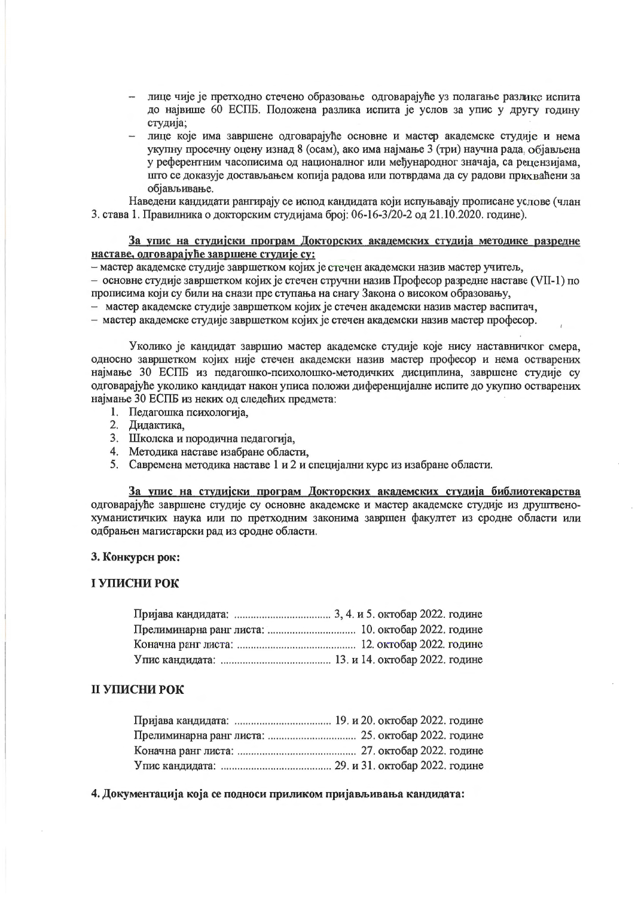- лице чије је претходно стечено образовање одговарајуће уз полагање разлике испита до највише 60 ЕСПБ. Положена разлика испита је услов за упис у другу годину студија;
- лице које има завршене одговарајуће основне и мастер академске студије и нема укупну просечну оцену изнад 8 (осам), ако има најмање 3 (три) научна рада објављена у референтним часописима од националног или међународног значаја, са рецензијама, што се доказује достављањем копија радова или потврдама да су радови прихваћени за објављивање.

Наведени кандидати рангирају се испод кандидата који испуњавају прописане услове (члан 3. става 1. Правилника о докторским студијама број: 06-16-3/20-2 од 21.10.2020. године).

**За упис на студијски програм Докторских академских студија методике разредне наставе, одговарајуће завршене студије су:**

– мастер академске студије завршетком којих је стечен академски назив мастер учитељ,
– основне студије завршетком којих је стечен стручни назив Професор разредне наставе (VII-1) по прописима који су били на снази пре ступања на снагу Закона о високом образовању,
– мастер академске студије завршетком којих је стечен академски назив мастер васпитач,
– мастер академске студије завршетком којих је стечен академски назив мастер професор.

Уколико је кандидат завршио мастер академске студије које нису наставничког смера, односно завршетком којих није стечен академски назив мастер професор и нема остварених најмање 30 ЕСПБ из педагошко-психолошко-методичких дисциплина, завршене студије су одговарајуће уколико кандидат након уписа положи диференцијалне испите до укупно остварених најмање 30 ЕСПБ из неких од следећих предмета:

1. Педагошка психологија,
2. Дидактика,
3. Школска и породична педагогија,
4. Методика наставе изабране области,
5. Савремена методика наставе 1 и 2 и специјални курс из изабране области.

**За упис на студијски програм Докторских академских студија библиотекарства** одговарајуће завршене студије су основне академске и мастер академске студије из друштвено-хуманистичких наука или по претходним законима завршен факултет из сродне области или одбрањен магистарски рад из сродне области.

### 3. Конкурсни рок:

### I УПИСНИ РОК

Пријава кандидата: .................................. 3, 4. и 5. октобар 2022. године
Прелиминарна ранг листа: ............................... 10. октобар 2022. године
Коначна ранг листа: .......................................... 12. октобар 2022. године
Упис кандидата: ....................................... 13. и 14. октобар 2022. године

### II УПИСНИ РОК

Пријава кандидата: .................................. 19. и 20. октобар 2022. године
Прелиминарна ранг листа: ............................... 25. октобар 2022. године
Коначна ранг листа: .......................................... 27. октобар 2022. године
Упис кандидата: ....................................... 29. и 31. октобар 2022. године

### 4. Документација која се подноси приликом пријављивања кандидата: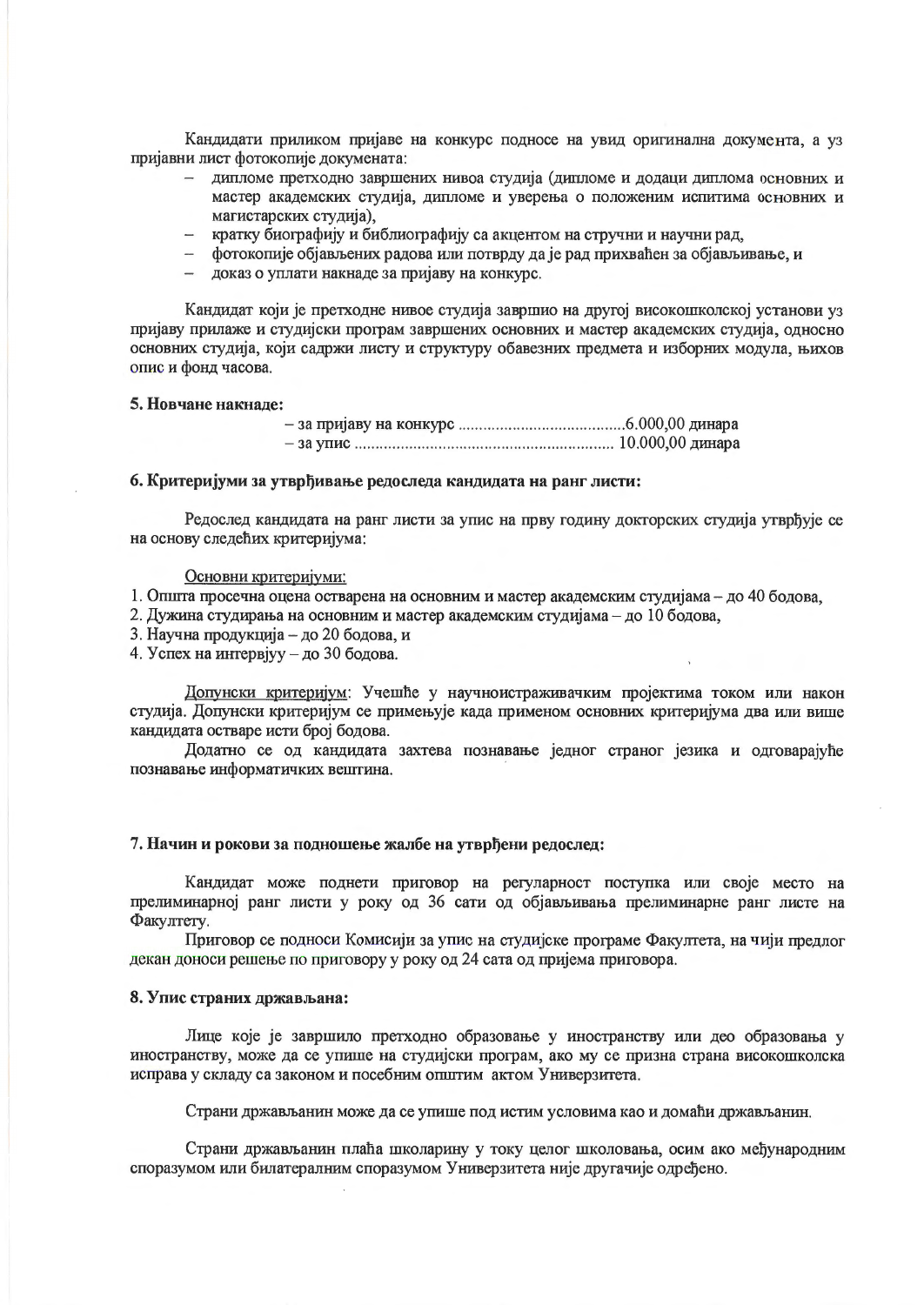Кандидати приликом пријаве на конкурс подносе на увид оригинална документа, а уз пријавни лист фотокопије докумената:

- дипломе претходно завршених нивоа студија (дипломе и додаци диплома основних и мастер академских студија, дипломе и уверења о положеним испитима основних и магистарских студија),
- кратку биографију и библиографију са акцентом на стручни и научни рад,
- фотокопије објављених радова или потврду да је рад прихваћен за објављивање, и
- доказ о уплати накнаде за пријаву на конкурс.

Кандидат који је претходне нивое студија завршио на другој високошколској установи уз пријаву прилаже и студијски програм завршених основних и мастер академских студија, односно основних студија, који садржи листу и структуру обавезних предмета и изборних модула, њихов опис и фонд часова.

**5. Новчане накнаде:**

– за пријаву на конкурс ........................................6.000,00 динара
– за упис ............................................................ 10.000,00 динара

**6. Критеријуми за утврђивање редоследа кандидата на ранг листи:**

Редослед кандидата на ранг листи за упис на прву годину докторских студија утврђује се на основу следећих критеријума:

Основни критеријуми:

1. Општа просечна оцена остварена на основним и мастер академским студијама – до 40 бодова,
2. Дужина студирања на основним и мастер академским студијама – до 10 бодова,
3. Научна продукција – до 20 бодова, и
4. Успех на интервјуу – до 30 бодова.

Допунски критеријум: Учешће у научноистраживачким пројектима током или након студија. Допунски критеријум се примењује када применом основних критеријума два или више кандидата остваре исти број бодова.

Додатно се од кандидата захтева познавање једног страног језика и одговарајуће познавање информатичких вештина.

**7. Начин и рокови за подношење жалбе на утврђени редослед:**

Кандидат може поднети приговор на регуларност поступка или своје место на прелиминарној ранг листи у року од 36 сати од објављивања прелиминарне ранг листе на Факултету.

Приговор се подноси Комисији за упис на студијске програме Факултета, на чији предлог декан доноси решење по приговору у року од 24 сата од пријема приговора.

**8. Упис страних држављана:**

Лице које је завршило претходно образовање у иностранству или део образовања у иностранству, може да се упише на студијски програм, ако му се призна страна високошколска исправа у складу са законом и посебним општим актом Универзитета.

Страни држављанин може да се упише под истим условима као и домаћи држављанин.

Страни држављанин плаћа школарину у току целог школовања, осим ако међународним споразумом или билатералним споразумом Универзитета није другачије одређено.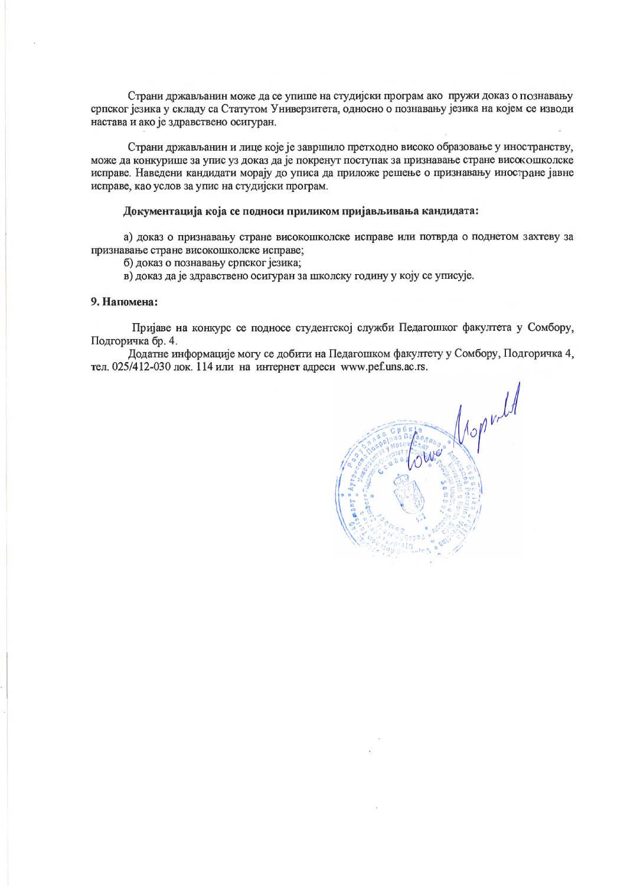Страни држављанин може да се упише на студијски програм ако пружи доказ о познавању српског језика у складу са Статутом Универзитета, односно о познавању језика на којем се изводи настава и ако је здравствено осигуран.

Страни држављанин и лице које је завршило претходно високо образовање у иностранству, може да конкурише за упис уз доказ да је покренут поступак за признавање стране високошколске исправе. Наведени кандидати морају до уписа да приложе решење о признавању иностране јавне исправе, као услов за упис на студијски програм.

**Документација која се подноси приликом пријављивања кандидата:**

а) доказ о признавању стране високошколске исправе или потврда о поднетом захтеву за признавање стране високошколске исправе;
б) доказ о познавању српског језика;
в) доказ да је здравствено осигуран за школску годину у коју се уписује.

**9. Напомена:**

Пријаве на конкурс се подносе студентској служби Педагошког факултета у Сомбору, Подгоричка бр. 4.

Додатне информације могу се добити на Педагошком факултету у Сомбору, Подгоричка 4, тел. 025/412-030 лок. 114 или на интернет адреси www.pef.uns.ac.rs.